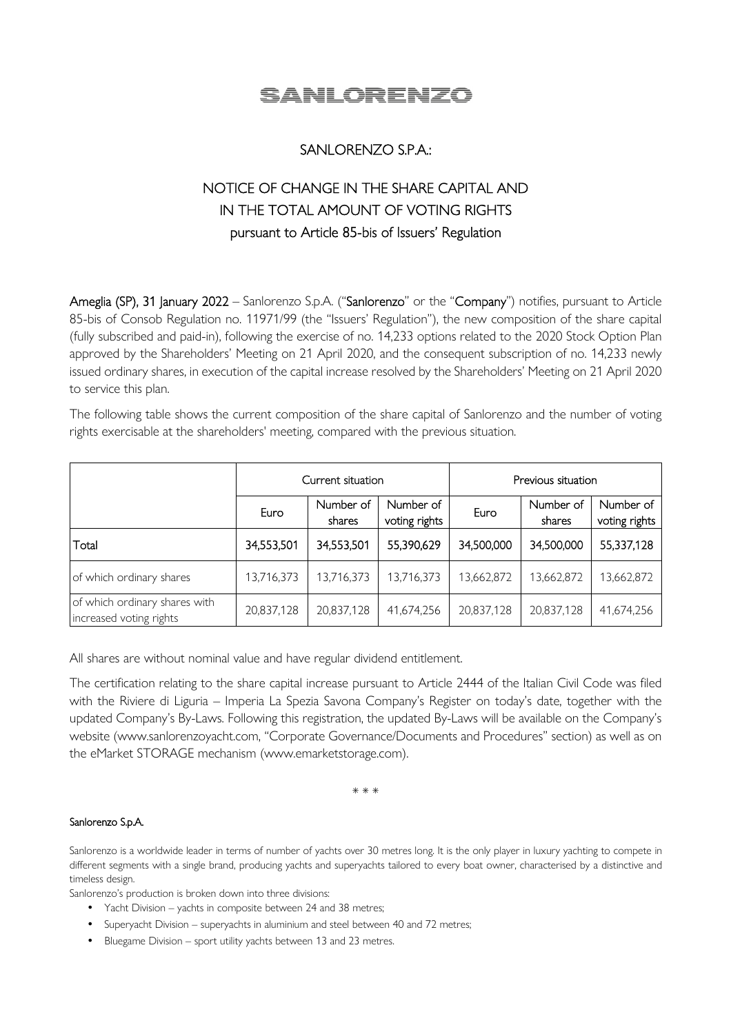# SANLORENZO

## SANLORENZO S.P.A.:

## NOTICE OF CHANGE IN THE SHARE CAPITAL AND IN THE TOTAL AMOUNT OF VOTING RIGHTS pursuant to Article 85-bis of Issuers' Regulation

**Ameglia (SP), 31 January 2022** – Sanlorenzo S.p.A. ("**Sanlorenzo**" or the "**Company**") notifies, pursuant to Article 85-bis of Consob Regulation no. 11971/99 (the "Issuers' Regulation"), the new composition of the share capital (fully subscribed and paid-in), following the exercise of no. 14,233 options related to the 2020 Stock Option Plan approved by the Shareholders' Meeting on 21 April 2020, and the consequent subscription of no. 14,233 newly issued ordinary shares, in execution of the capital increase resolved by the Shareholders' Meeting on 21 April 2020 to service this plan.

The following table shows the current composition of the share capital of Sanlorenzo and the number of voting rights exercisable at the shareholders' meeting, compared with the previous situation.

| | Current situation | | | Previous situation | | |
|---|---|---|---|---|---|---|
| | Euro | Number of shares | Number of voting rights | Euro | Number of shares | Number of voting rights |
| Total | 34,553,501 | 34,553,501 | 55,390,629 | 34,500,000 | 34,500,000 | 55,337,128 |
| of which ordinary shares | 13,716,373 | 13,716,373 | 13,716,373 | 13,662,872 | 13,662,872 | 13,662,872 |
| of which ordinary shares with increased voting rights | 20,837,128 | 20,837,128 | 41,674,256 | 20,837,128 | 20,837,128 | 41,674,256 |

All shares are without nominal value and have regular dividend entitlement.

The certification relating to the share capital increase pursuant to Article 2444 of the Italian Civil Code was filed with the Riviere di Liguria – Imperia La Spezia Savona Company's Register on today's date, together with the updated Company's By-Laws. Following this registration, the updated By-Laws will be available on the Company's website (www.sanlorenzoyacht.com, "Corporate Governance/Documents and Procedures" section) as well as on the eMarket STORAGE mechanism (www.emarketstorage.com).

\* \* \*

**Sanlorenzo S.p.A.**

Sanlorenzo is a worldwide leader in terms of number of yachts over 30 metres long. It is the only player in luxury yachting to compete in different segments with a single brand, producing yachts and superyachts tailored to every boat owner, characterised by a distinctive and timeless design.

Sanlorenzo's production is broken down into three divisions:

- Yacht Division – yachts in composite between 24 and 38 metres;
- Superyacht Division – superyachts in aluminium and steel between 40 and 72 metres;
- Bluegame Division – sport utility yachts between 13 and 23 metres.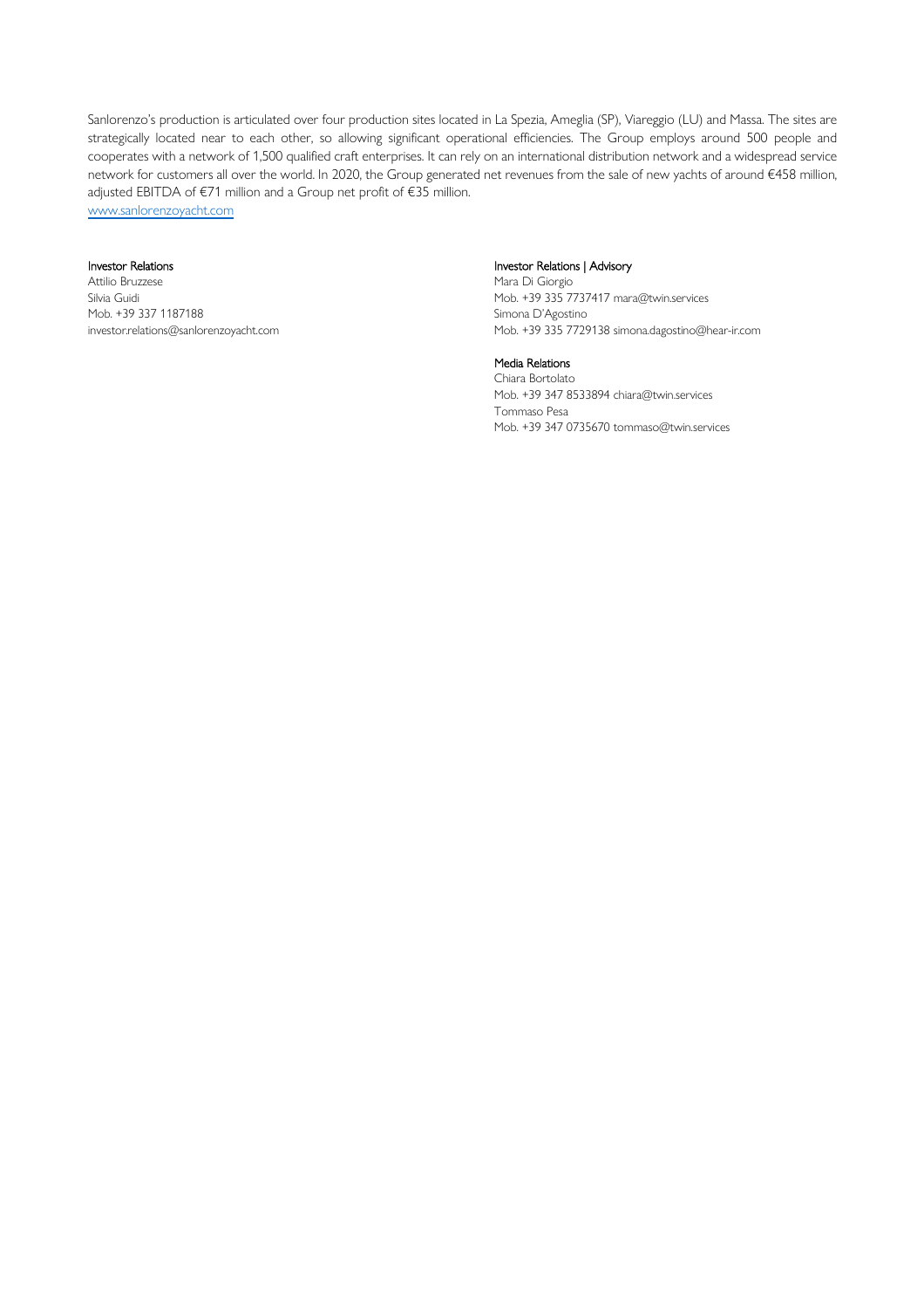Sanlorenzo's production is articulated over four production sites located in La Spezia, Ameglia (SP), Viareggio (LU) and Massa. The sites are strategically located near to each other, so allowing significant operational efficiencies. The Group employs around 500 people and cooperates with a network of 1,500 qualified craft enterprises. It can rely on an international distribution network and a widespread service network for customers all over the world. In 2020, the Group generated net revenues from the sale of new yachts of around €458 million, adjusted EBITDA of €71 million and a Group net profit of €35 million.

www.sanlorenzoyacht.com

**Investor Relations**
Attilio Bruzzese
Silvia Guidi
Mob. +39 337 1187188
investor.relations@sanlorenzoyacht.com

**Investor Relations | Advisory**
Mara Di Giorgio
Mob. +39 335 7737417 mara@twin.services
Simona D'Agostino
Mob. +39 335 7729138 simona.dagostino@hear-ir.com

**Media Relations**
Chiara Bortolato
Mob. +39 347 8533894 chiara@twin.services
Tommaso Pesa
Mob. +39 347 0735670 tommaso@twin.services